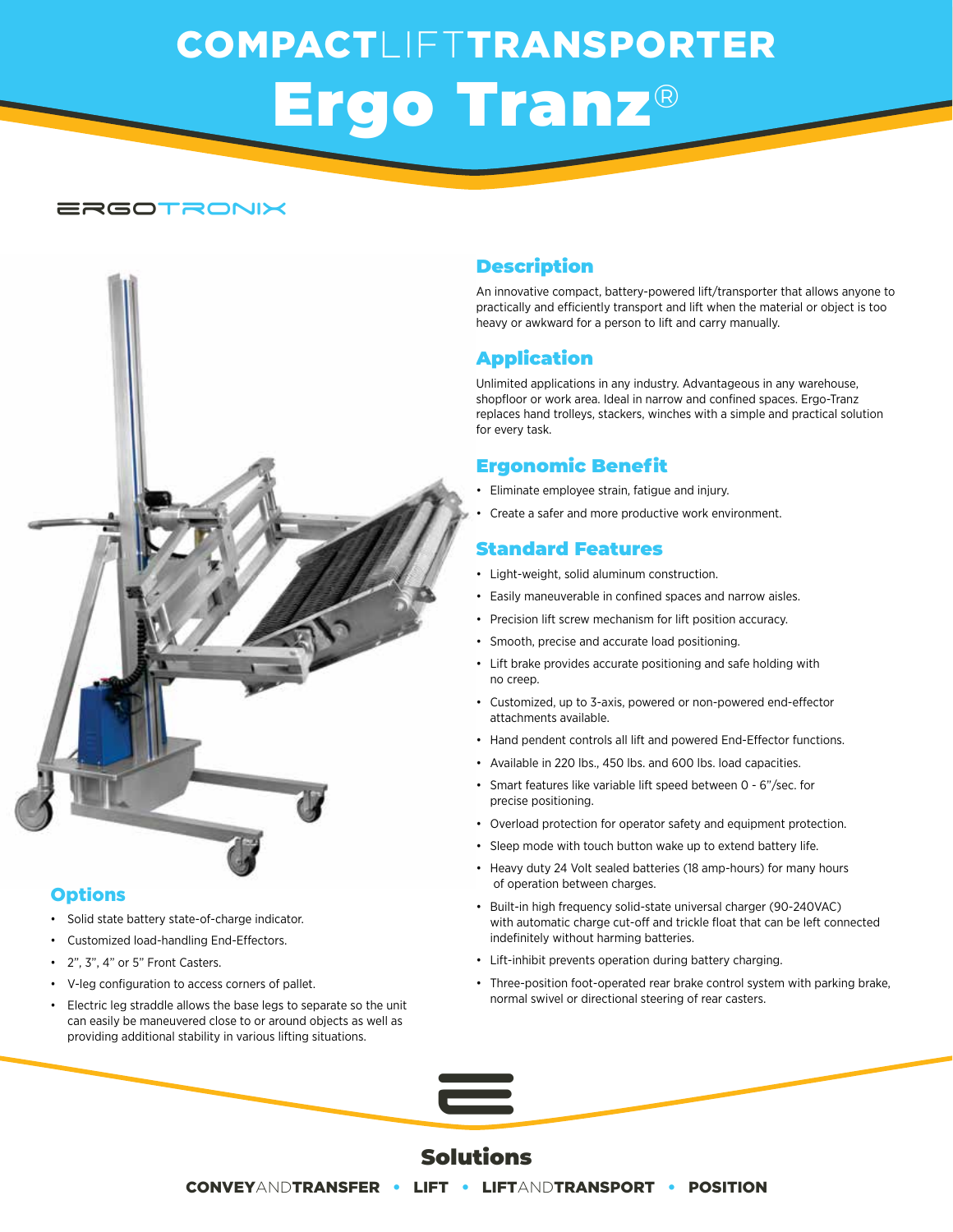# COMPACTLIFTTRANSPORTER

# Ergo Tranz®

ERGOTRONIX

## Description

An innovative compact, battery-powered lift/transporter that allows anyone to practically and efficiently transport and lift when the material or object is too heavy or awkward for a person to lift and carry manually.

## Application

Unlimited applications in any industry. Advantageous in any warehouse, shopfloor or work area. Ideal in narrow and confined spaces. Ergo-Tranz replaces hand trolleys, stackers, winches with a simple and practical solution for every task.

## Ergonomic Benefit

- Eliminate employee strain, fatigue and injury.
- Create a safer and more productive work environment.

## Standard Features

- Light-weight, solid aluminum construction.
- Easily maneuverable in confined spaces and narrow aisles.
- Precision lift screw mechanism for lift position accuracy.
- Smooth, precise and accurate load positioning.
- Lift brake provides accurate positioning and safe holding with no creep.
- Customized, up to 3-axis, powered or non-powered end-effector attachments available.
- Hand pendent controls all lift and powered End-Effector functions.
- Available in 220 lbs., 450 lbs. and 600 lbs. load capacities.
- Smart features like variable lift speed between 0 - 6"/sec. for precise positioning.
- Overload protection for operator safety and equipment protection.
- Sleep mode with touch button wake up to extend battery life.
- Heavy duty 24 Volt sealed batteries (18 amp-hours) for many hours of operation between charges.
- Built-in high frequency solid-state universal charger (90-240VAC) with automatic charge cut-off and trickle float that can be left connected indefinitely without harming batteries.
- Lift-inhibit prevents operation during battery charging.
- Three-position foot-operated rear brake control system with parking brake, normal swivel or directional steering of rear casters.

## Options

- Solid state battery state-of-charge indicator.
- Customized load-handling End-Effectors.
- 2", 3", 4" or 5" Front Casters.
- V-leg configuration to access corners of pallet.
- Electric leg straddle allows the base legs to separate so the unit can easily be maneuvered close to or around objects as well as providing additional stability in various lifting situations.

## Solutions

CONVEYANDTRANSFER • LIFT • LIFTANDTRANSPORT • POSITION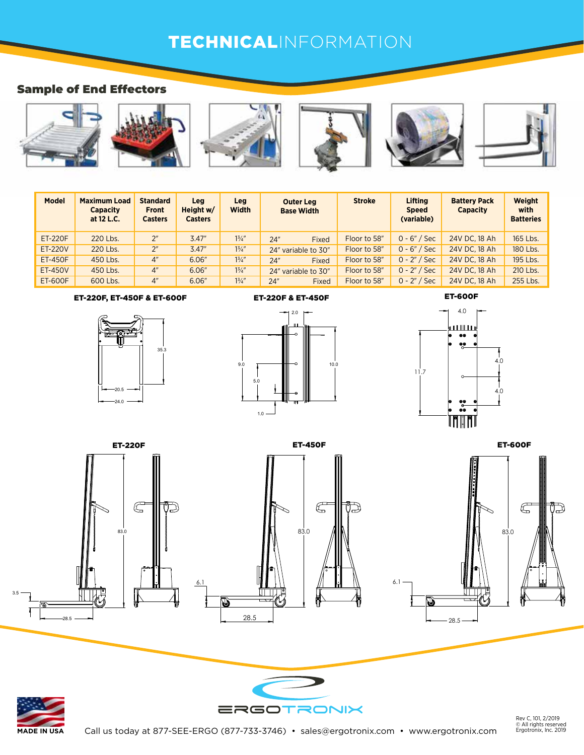# TECHNICALINFORMATION

## Sample of End Effectors

| Model | Maximum Load Capacity at 12 L.C. | Standard Front Casters | Leg Height w/ Casters | Leg Width | Outer Leg Base Width | Stroke | Lifting Speed (variable) | Battery Pack Capacity | Weight with Batteries |
|---|---|---|---|---|---|---|---|---|---|
| ET-220F | 220 Lbs. | 2″ | 3.47″ | 1¾″ | 24″ Fixed | Floor to 58″ | 0 - 6″ / Sec | 24V DC, 18 Ah | 165 Lbs. |
| ET-220V | 220 Lbs. | 2″ | 3.47″ | 1¾″ | 24″ variable to 30″ | Floor to 58″ | 0 - 6″ / Sec | 24V DC, 18 Ah | 180 Lbs. |
| ET-450F | 450 Lbs. | 4″ | 6.06″ | 1¾″ | 24″ Fixed | Floor to 58″ | 0 - 2″ / Sec | 24V DC, 18 Ah | 195 Lbs. |
| ET-450V | 450 Lbs. | 4″ | 6.06″ | 1¾″ | 24″ variable to 30″ | Floor to 58″ | 0 - 2″ / Sec | 24V DC, 18 Ah | 210 Lbs. |
| ET-600F | 600 Lbs. | 4″ | 6.06″ | 1¾″ | 24″ Fixed | Floor to 58″ | 0 - 2″ / Sec | 24V DC, 18 Ah | 255 Lbs. |

**ET-220F, ET-450F & ET-600F**

35.3
20.5
24.0

**ET-220F & ET-450F**

2.0
9.0
10.0
5.0
1.0

**ET-600F**

4.0
11.7
4.0
4.0

**ET-220F**

83.0
3.5
28.5

**ET-450F**

83.0
6.1
28.5

**ET-600F**

83.0
6.1
28.5

ERGOTRONIX

MADE IN USA

Call us today at 877-SEE-ERGO (877-733-3746) • sales@ergotronix.com • www.ergotronix.com

Rev C, 101, 2/2019
© All rights reserved
Ergotronix, Inc. 2019